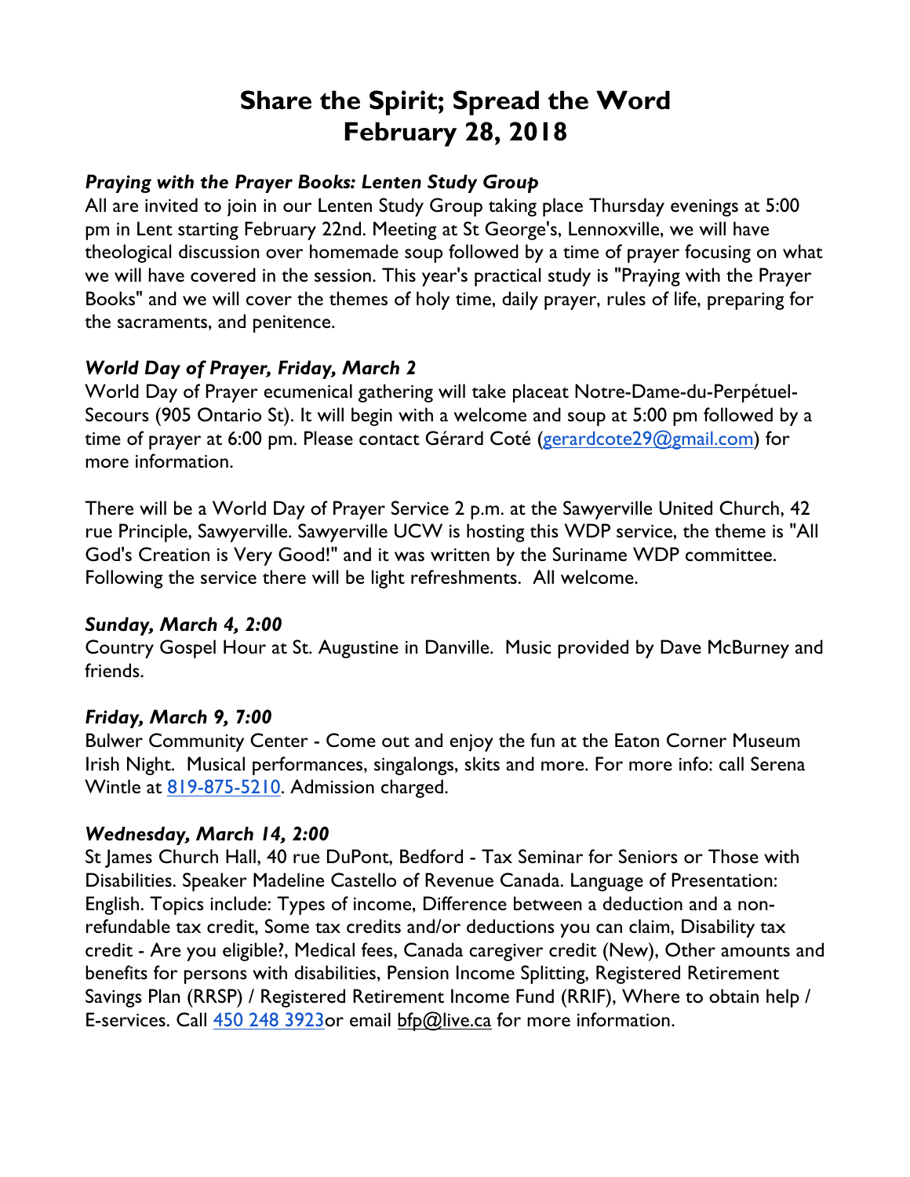# Share the Spirit; Spread the Word
# February 28, 2018

### *Praying with the Prayer Books: Lenten Study Group*

All are invited to join in our Lenten Study Group taking place Thursday evenings at 5:00 pm in Lent starting February 22nd. Meeting at St George's, Lennoxville, we will have theological discussion over homemade soup followed by a time of prayer focusing on what we will have covered in the session. This year's practical study is "Praying with the Prayer Books" and we will cover the themes of holy time, daily prayer, rules of life, preparing for the sacraments, and penitence.

### *World Day of Prayer, Friday, March 2*

World Day of Prayer ecumenical gathering will take placeat Notre-Dame-du-Perpétuel-Secours (905 Ontario St). It will begin with a welcome and soup at 5:00 pm followed by a time of prayer at 6:00 pm. Please contact Gérard Coté (gerardcote29@gmail.com) for more information.

There will be a World Day of Prayer Service 2 p.m. at the Sawyerville United Church, 42 rue Principle, Sawyerville. Sawyerville UCW is hosting this WDP service, the theme is "All God's Creation is Very Good!" and it was written by the Suriname WDP committee. Following the service there will be light refreshments. All welcome.

### *Sunday, March 4, 2:00*

Country Gospel Hour at St. Augustine in Danville. Music provided by Dave McBurney and friends.

### *Friday, March 9, 7:00*

Bulwer Community Center - Come out and enjoy the fun at the Eaton Corner Museum Irish Night. Musical performances, singalongs, skits and more. For more info: call Serena Wintle at 819-875-5210. Admission charged.

### *Wednesday, March 14, 2:00*

St James Church Hall, 40 rue DuPont, Bedford - Tax Seminar for Seniors or Those with Disabilities. Speaker Madeline Castello of Revenue Canada. Language of Presentation: English. Topics include: Types of income, Difference between a deduction and a non-refundable tax credit, Some tax credits and/or deductions you can claim, Disability tax credit - Are you eligible?, Medical fees, Canada caregiver credit (New), Other amounts and benefits for persons with disabilities, Pension Income Splitting, Registered Retirement Savings Plan (RRSP) / Registered Retirement Income Fund (RRIF), Where to obtain help / E-services. Call 450 248 3923or email bfp@live.ca for more information.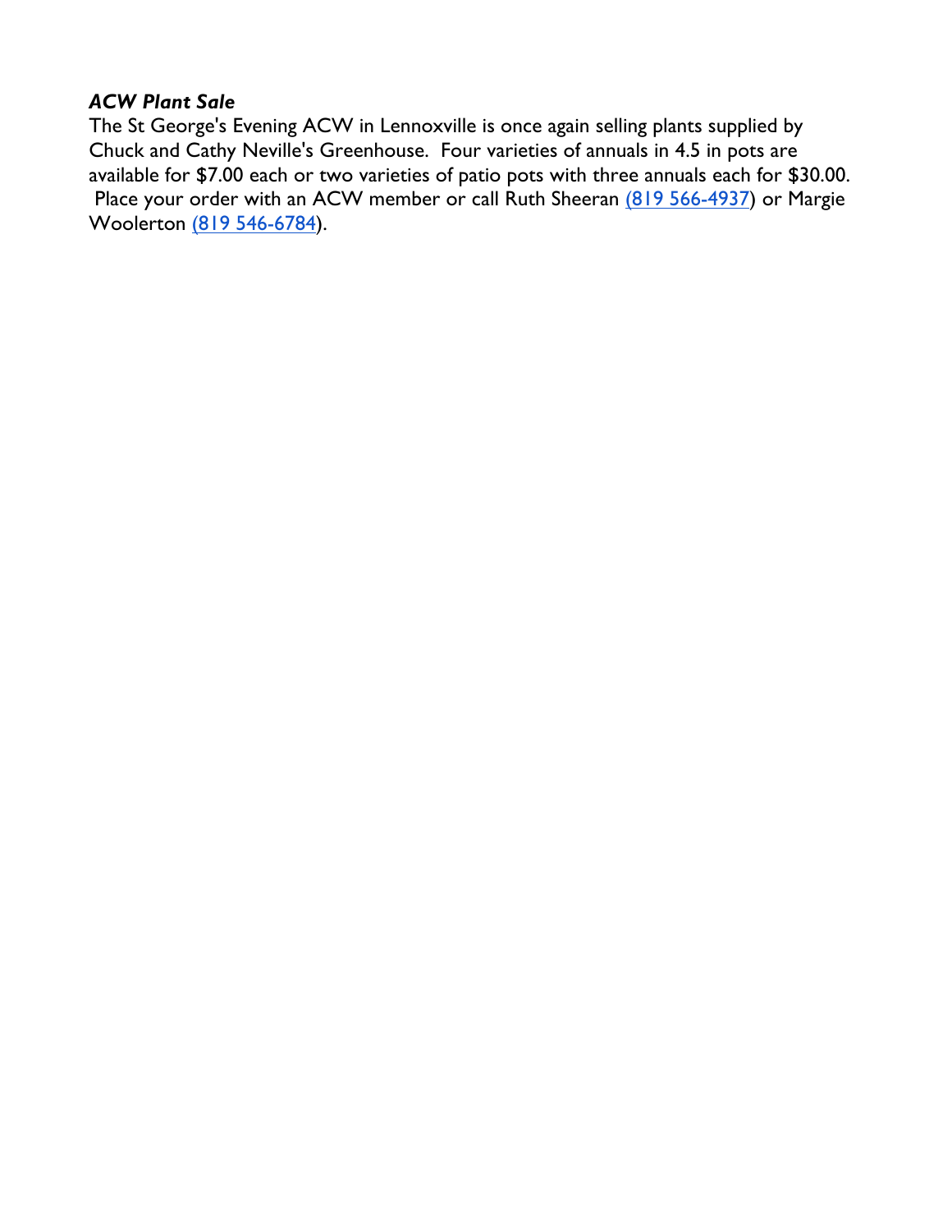***ACW Plant Sale***

The St George's Evening ACW in Lennoxville is once again selling plants supplied by Chuck and Cathy Neville's Greenhouse. Four varieties of annuals in 4.5 in pots are available for $7.00 each or two varieties of patio pots with three annuals each for $30.00. Place your order with an ACW member or call Ruth Sheeran (819 566-4937) or Margie Woolerton (819 546-6784).